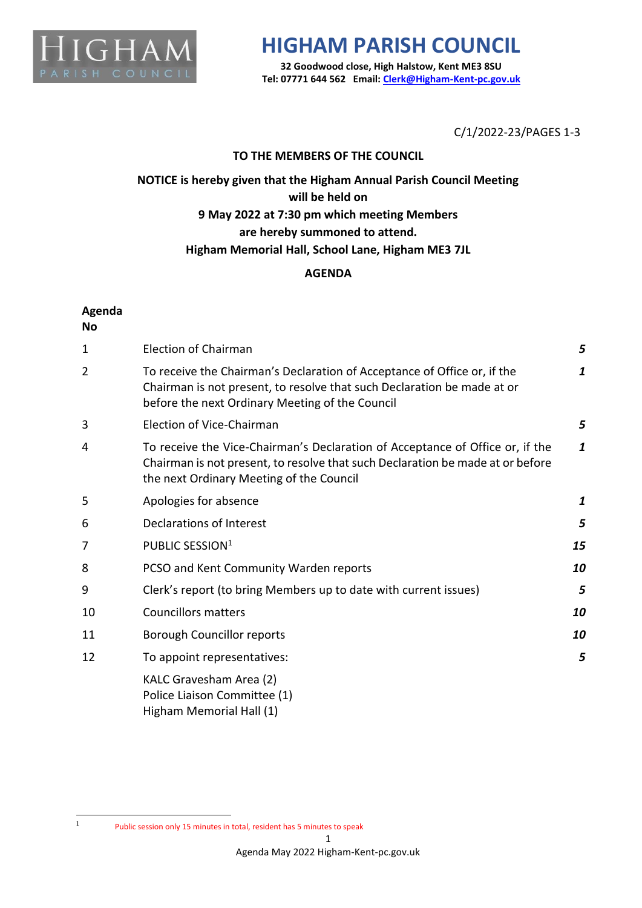# HIGHAM PARISH COUNCIL

**32 Goodwood close, High Halstow, Kent ME3 8SU**
**Tel: 07771 644 562 Email: [Clerk@Higham-Kent-pc.gov.uk](mailto:Clerk@Higham-Kent-pc.gov.uk)**

C/1/2022-23/PAGES 1-3

**TO THE MEMBERS OF THE COUNCIL**

**NOTICE is hereby given that the Higham Annual Parish Council Meeting will be held on 9 May 2022 at 7:30 pm which meeting Members are hereby summoned to attend. Higham Memorial Hall, School Lane, Higham ME3 7JL**

**AGENDA**

| Agenda No | | |
|---|---|---|
| 1 | Election of Chairman | *5* |
| 2 | To receive the Chairman's Declaration of Acceptance of Office or, if the Chairman is not present, to resolve that such Declaration be made at or before the next Ordinary Meeting of the Council | *1* |
| 3 | Election of Vice-Chairman | *5* |
| 4 | To receive the Vice-Chairman's Declaration of Acceptance of Office or, if the Chairman is not present, to resolve that such Declaration be made at or before the next Ordinary Meeting of the Council | *1* |
| 5 | Apologies for absence | *1* |
| 6 | Declarations of Interest | *5* |
| 7 | PUBLIC SESSION[1] | *15* |
| 8 | PCSO and Kent Community Warden reports | *10* |
| 9 | Clerk's report (to bring Members up to date with current issues) | *5* |
| 10 | Councillors matters | *10* |
| 11 | Borough Councillor reports | *10* |
| 12 | To appoint representatives:<br>KALC Gravesham Area (2)<br>Police Liaison Committee (1)<br>Higham Memorial Hall (1) | *5* |

[1] Public session only 15 minutes in total, resident has 5 minutes to speak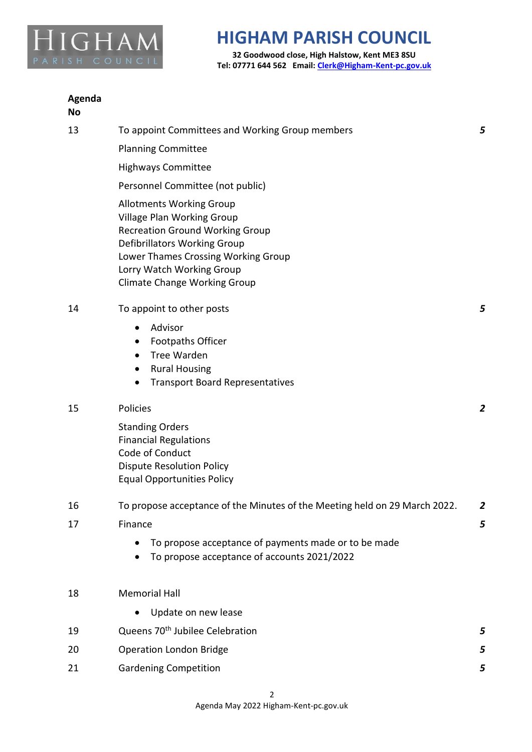# HIGHAM PARISH COUNCIL

**32 Goodwood close, High Halstow, Kent ME3 8SU**
**Tel: 07771 644 562 Email: Clerk@Higham-Kent-pc.gov.uk**

| Agenda No | | |
|---|---|---|
| 13 | To appoint Committees and Working Group members<br><br>Planning Committee<br><br>Highways Committee<br><br>Personnel Committee (not public)<br><br>Allotments Working Group<br>Village Plan Working Group<br>Recreation Ground Working Group<br>Defibrillators Working Group<br>Lower Thames Crossing Working Group<br>Lorry Watch Working Group<br>Climate Change Working Group | *5* |
| 14 | To appoint to other posts<br>• Advisor<br>• Footpaths Officer<br>• Tree Warden<br>• Rural Housing<br>• Transport Board Representatives | *5* |
| 15 | Policies<br><br>Standing Orders<br>Financial Regulations<br>Code of Conduct<br>Dispute Resolution Policy<br>Equal Opportunities Policy | *2* |
| 16 | To propose acceptance of the Minutes of the Meeting held on 29 March 2022. | *2* |
| 17 | Finance<br>• To propose acceptance of payments made or to be made<br>• To propose acceptance of accounts 2021/2022 | *5* |
| 18 | Memorial Hall<br>• Update on new lease | |
| 19 | Queens 70th Jubilee Celebration | *5* |
| 20 | Operation London Bridge | *5* |
| 21 | Gardening Competition | *5* |

Agenda May 2022 Higham-Kent-pc.gov.uk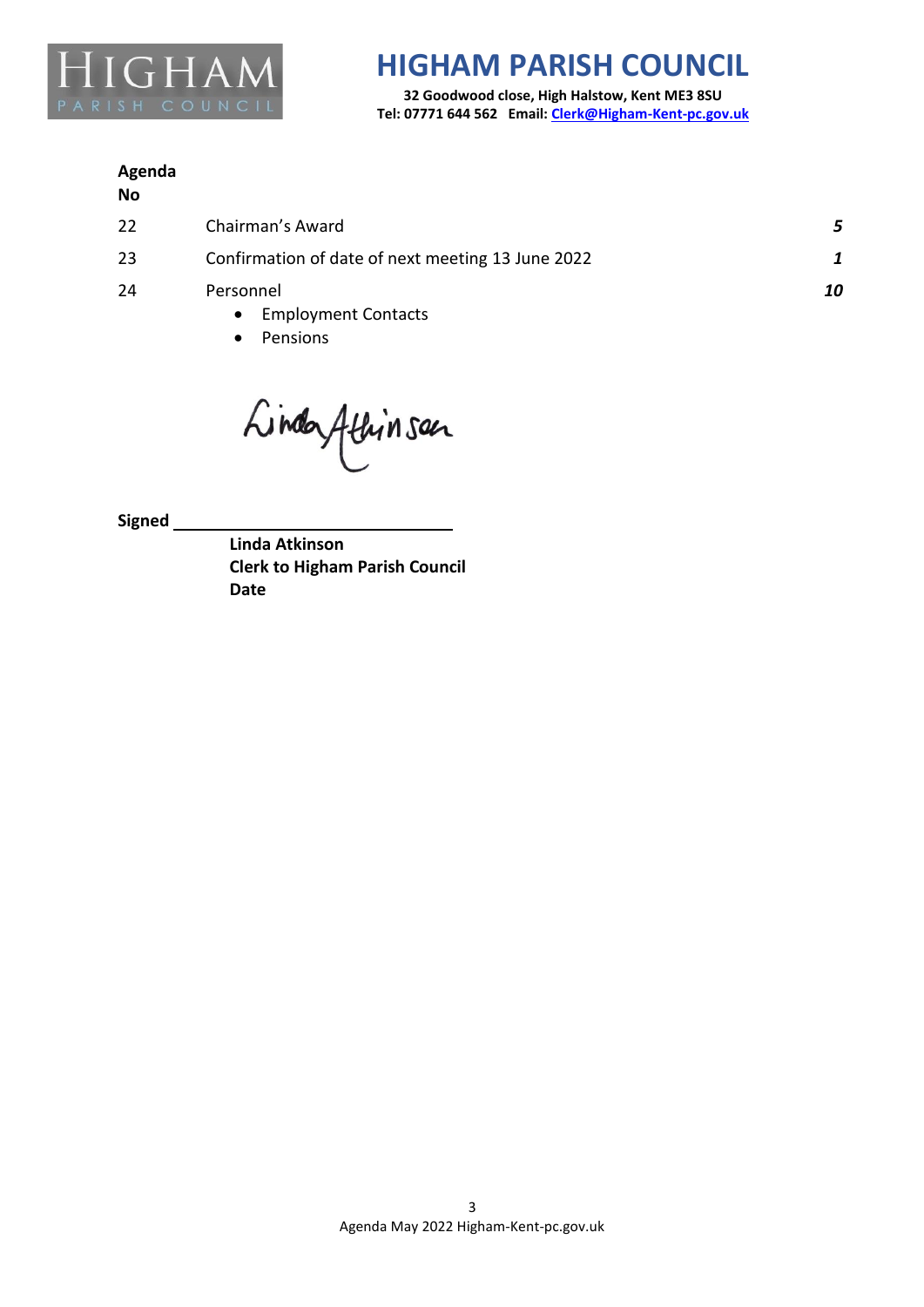# HIGHAM PARISH COUNCIL

**32 Goodwood close, High Halstow, Kent ME3 8SU**
**Tel: 07771 644 562 Email: Clerk@Higham-Kent-pc.gov.uk**

| **Agenda No** | | |
|---|---|---|
| 22 | Chairman's Award | ***5*** |
| 23 | Confirmation of date of next meeting 13 June 2022 | ***1*** |
| 24 | Personnel<br>• Employment Contacts<br>• Pensions | ***10*** |

Linda Atkinson

**Signed** ____________________________

**Linda Atkinson**
**Clerk to Higham Parish Council**
**Date**